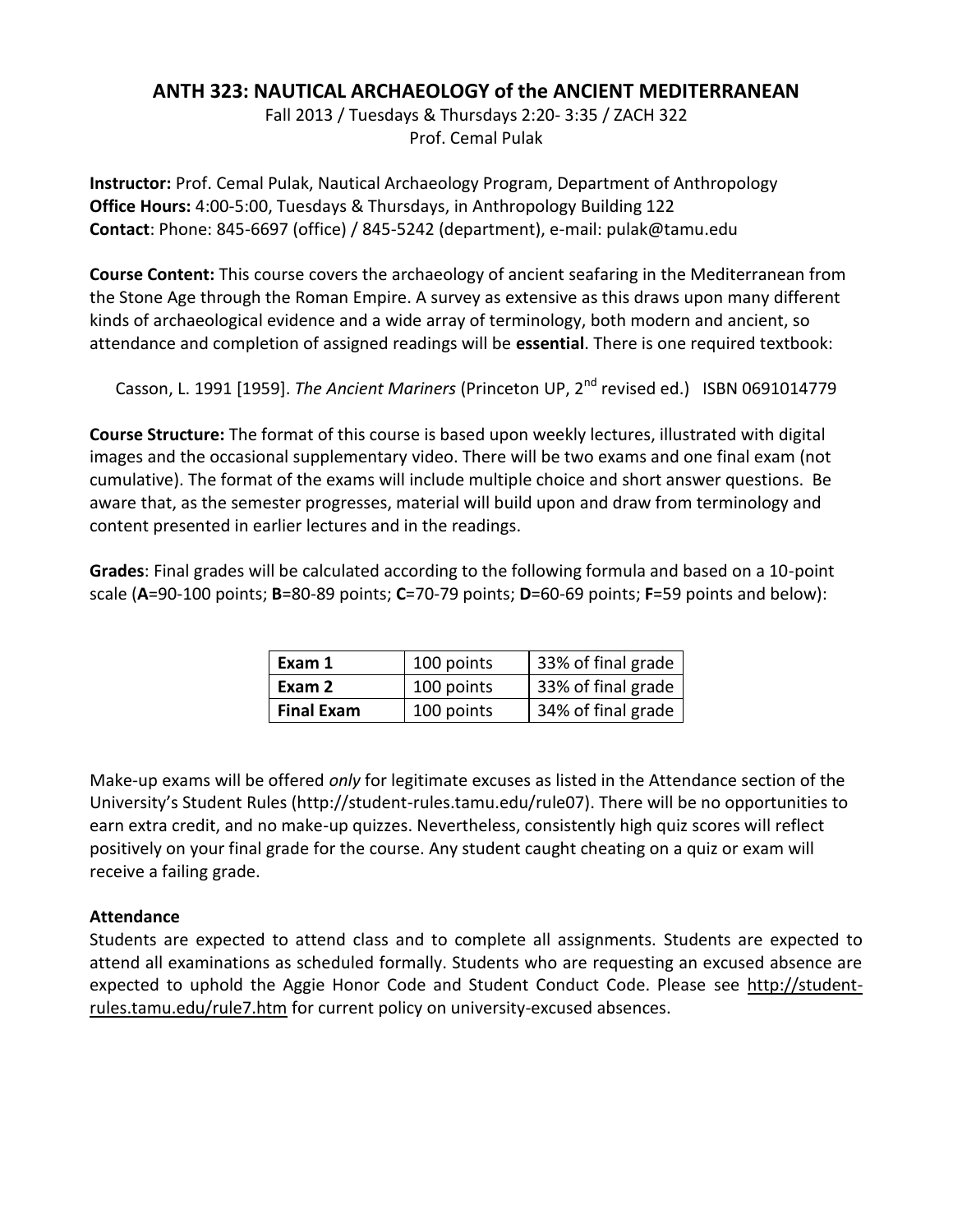# ANTH 323: NAUTICAL ARCHAEOLOGY of the ANCIENT MEDITERRANEAN

Fall 2013 / Tuesdays & Thursdays 2:20- 3:35 / ZACH 322
Prof. Cemal Pulak

**Instructor:** Prof. Cemal Pulak, Nautical Archaeology Program, Department of Anthropology
**Office Hours:** 4:00-5:00, Tuesdays & Thursdays, in Anthropology Building 122
**Contact**: Phone: 845-6697 (office) / 845-5242 (department), e-mail: pulak@tamu.edu

**Course Content:** This course covers the archaeology of ancient seafaring in the Mediterranean from the Stone Age through the Roman Empire. A survey as extensive as this draws upon many different kinds of archaeological evidence and a wide array of terminology, both modern and ancient, so attendance and completion of assigned readings will be **essential**. There is one required textbook:

Casson, L. 1991 [1959]. *The Ancient Mariners* (Princeton UP, 2nd revised ed.) ISBN 0691014779

**Course Structure:** The format of this course is based upon weekly lectures, illustrated with digital images and the occasional supplementary video. There will be two exams and one final exam (not cumulative). The format of the exams will include multiple choice and short answer questions. Be aware that, as the semester progresses, material will build upon and draw from terminology and content presented in earlier lectures and in the readings.

**Grades**: Final grades will be calculated according to the following formula and based on a 10-point scale (**A**=90-100 points; **B**=80-89 points; **C**=70-79 points; **D**=60-69 points; **F**=59 points and below):

| Exam 1 | 100 points | 33% of final grade |
|---|---|---|
| **Exam 2** | 100 points | 33% of final grade |
| **Final Exam** | 100 points | 34% of final grade |

Make-up exams will be offered *only* for legitimate excuses as listed in the Attendance section of the University's Student Rules (http://student-rules.tamu.edu/rule07). There will be no opportunities to earn extra credit, and no make-up quizzes. Nevertheless, consistently high quiz scores will reflect positively on your final grade for the course. Any student caught cheating on a quiz or exam will receive a failing grade.

### Attendance

Students are expected to attend class and to complete all assignments. Students are expected to attend all examinations as scheduled formally. Students who are requesting an excused absence are expected to uphold the Aggie Honor Code and Student Conduct Code. Please see http://student-rules.tamu.edu/rule7.htm for current policy on university-excused absences.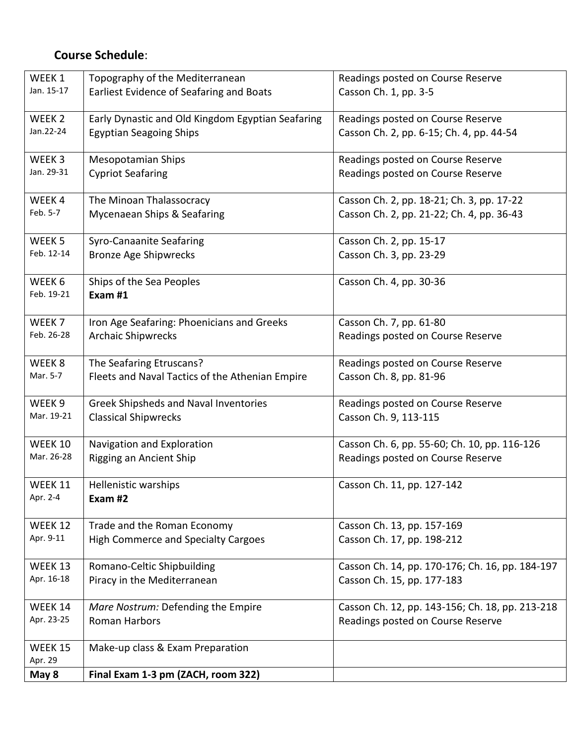**Course Schedule**:

| | | |
|---|---|---|
| WEEK 1<br>Jan. 15-17 | Topography of the Mediterranean<br>Earliest Evidence of Seafaring and Boats | Readings posted on Course Reserve<br>Casson Ch. 1, pp. 3-5 |
| WEEK 2<br>Jan.22-24 | Early Dynastic and Old Kingdom Egyptian Seafaring<br>Egyptian Seagoing Ships | Readings posted on Course Reserve<br>Casson Ch. 2, pp. 6-15; Ch. 4, pp. 44-54 |
| WEEK 3<br>Jan. 29-31 | Mesopotamian Ships<br>Cypriot Seafaring | Readings posted on Course Reserve<br>Readings posted on Course Reserve |
| WEEK 4<br>Feb. 5-7 | The Minoan Thalassocracy<br>Mycenaean Ships & Seafaring | Casson Ch. 2, pp. 18-21; Ch. 3, pp. 17-22<br>Casson Ch. 2, pp. 21-22; Ch. 4, pp. 36-43 |
| WEEK 5<br>Feb. 12-14 | Syro-Canaanite Seafaring<br>Bronze Age Shipwrecks | Casson Ch. 2, pp. 15-17<br>Casson Ch. 3, pp. 23-29 |
| WEEK 6<br>Feb. 19-21 | Ships of the Sea Peoples<br>**Exam #1** | Casson Ch. 4, pp. 30-36 |
| WEEK 7<br>Feb. 26-28 | Iron Age Seafaring: Phoenicians and Greeks<br>Archaic Shipwrecks | Casson Ch. 7, pp. 61-80<br>Readings posted on Course Reserve |
| WEEK 8<br>Mar. 5-7 | The Seafaring Etruscans?<br>Fleets and Naval Tactics of the Athenian Empire | Readings posted on Course Reserve<br>Casson Ch. 8, pp. 81-96 |
| WEEK 9<br>Mar. 19-21 | Greek Shipsheds and Naval Inventories<br>Classical Shipwrecks | Readings posted on Course Reserve<br>Casson Ch. 9, 113-115 |
| WEEK 10<br>Mar. 26-28 | Navigation and Exploration<br>Rigging an Ancient Ship | Casson Ch. 6, pp. 55-60; Ch. 10, pp. 116-126<br>Readings posted on Course Reserve |
| WEEK 11<br>Apr. 2-4 | Hellenistic warships<br>**Exam #2** | Casson Ch. 11, pp. 127-142 |
| WEEK 12<br>Apr. 9-11 | Trade and the Roman Economy<br>High Commerce and Specialty Cargoes | Casson Ch. 13, pp. 157-169<br>Casson Ch. 17, pp. 198-212 |
| WEEK 13<br>Apr. 16-18 | Romano-Celtic Shipbuilding<br>Piracy in the Mediterranean | Casson Ch. 14, pp. 170-176; Ch. 16, pp. 184-197<br>Casson Ch. 15, pp. 177-183 |
| WEEK 14<br>Apr. 23-25 | *Mare Nostrum:* Defending the Empire<br>Roman Harbors | Casson Ch. 12, pp. 143-156; Ch. 18, pp. 213-218<br>Readings posted on Course Reserve |
| WEEK 15<br>Apr. 29 | Make-up class & Exam Preparation | |
| **May 8** | **Final Exam 1-3 pm (ZACH, room 322)** | |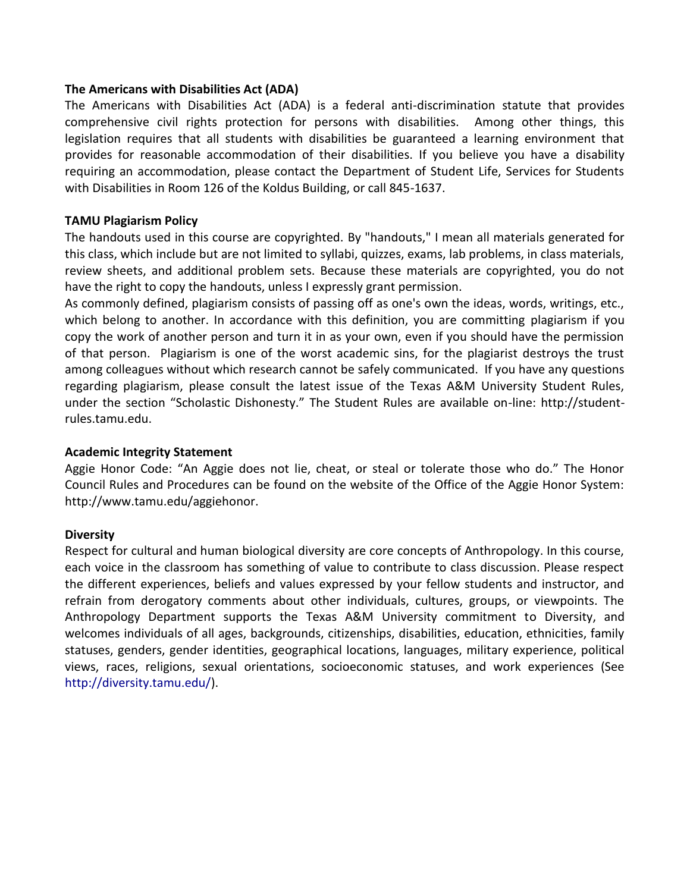**The Americans with Disabilities Act (ADA)**

The Americans with Disabilities Act (ADA) is a federal anti-discrimination statute that provides comprehensive civil rights protection for persons with disabilities. Among other things, this legislation requires that all students with disabilities be guaranteed a learning environment that provides for reasonable accommodation of their disabilities. If you believe you have a disability requiring an accommodation, please contact the Department of Student Life, Services for Students with Disabilities in Room 126 of the Koldus Building, or call 845-1637.

**TAMU Plagiarism Policy**

The handouts used in this course are copyrighted. By "handouts," I mean all materials generated for this class, which include but are not limited to syllabi, quizzes, exams, lab problems, in class materials, review sheets, and additional problem sets. Because these materials are copyrighted, you do not have the right to copy the handouts, unless I expressly grant permission.

As commonly defined, plagiarism consists of passing off as one's own the ideas, words, writings, etc., which belong to another. In accordance with this definition, you are committing plagiarism if you copy the work of another person and turn it in as your own, even if you should have the permission of that person. Plagiarism is one of the worst academic sins, for the plagiarist destroys the trust among colleagues without which research cannot be safely communicated. If you have any questions regarding plagiarism, please consult the latest issue of the Texas A&M University Student Rules, under the section "Scholastic Dishonesty." The Student Rules are available on-line: http://student-rules.tamu.edu.

**Academic Integrity Statement**

Aggie Honor Code: "An Aggie does not lie, cheat, or steal or tolerate those who do." The Honor Council Rules and Procedures can be found on the website of the Office of the Aggie Honor System: http://www.tamu.edu/aggiehonor.

**Diversity**

Respect for cultural and human biological diversity are core concepts of Anthropology. In this course, each voice in the classroom has something of value to contribute to class discussion. Please respect the different experiences, beliefs and values expressed by your fellow students and instructor, and refrain from derogatory comments about other individuals, cultures, groups, or viewpoints. The Anthropology Department supports the Texas A&M University commitment to Diversity, and welcomes individuals of all ages, backgrounds, citizenships, disabilities, education, ethnicities, family statuses, genders, gender identities, geographical locations, languages, military experience, political views, races, religions, sexual orientations, socioeconomic statuses, and work experiences (See http://diversity.tamu.edu/).